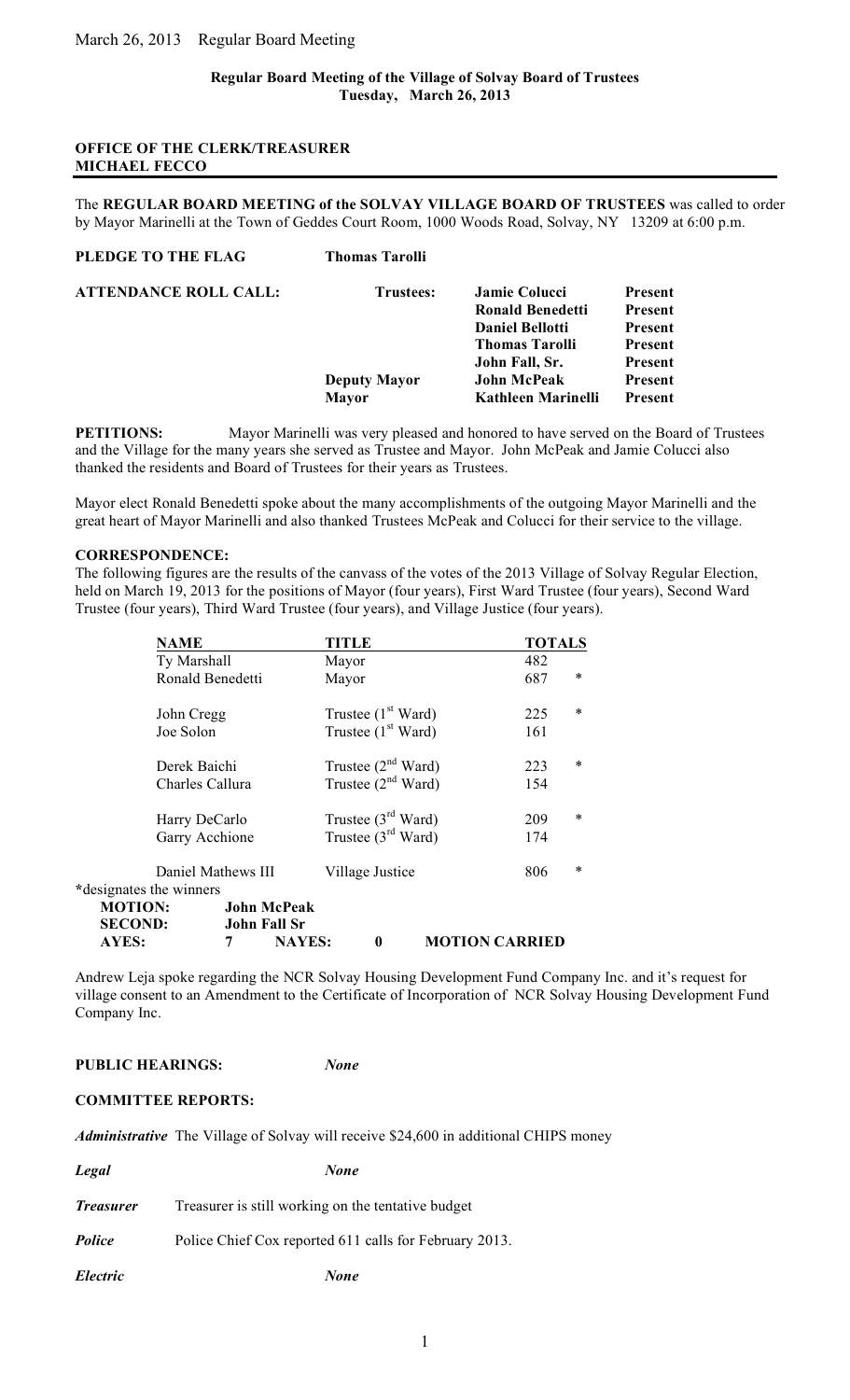March 26, 2013 Regular Board Meeting

**Regular Board Meeting of the Village of Solvay Board of Trustees**
**Tuesday, March 26, 2013**

**OFFICE OF THE CLERK/TREASURER**
**MICHAEL FECCO**

---

The **REGULAR BOARD MEETING of the SOLVAY VILLAGE BOARD OF TRUSTEES** was called to order by Mayor Marinelli at the Town of Geddes Court Room, 1000 Woods Road, Solvay, NY 13209 at 6:00 p.m.

**PLEDGE TO THE FLAG** **Thomas Tarolli**

| **ATTENDANCE ROLL CALL:** | **Trustees:** | **Jamie Colucci** | **Present** |
|---|---|---|---|
| | | **Ronald Benedetti** | **Present** |
| | | **Daniel Bellotti** | **Present** |
| | | **Thomas Tarolli** | **Present** |
| | | **John Fall, Sr.** | **Present** |
| | **Deputy Mayor** | **John McPeak** | **Present** |
| | **Mayor** | **Kathleen Marinelli** | **Present** |

**PETITIONS:** Mayor Marinelli was very pleased and honored to have served on the Board of Trustees and the Village for the many years she served as Trustee and Mayor. John McPeak and Jamie Colucci also thanked the residents and Board of Trustees for their years as Trustees.

Mayor elect Ronald Benedetti spoke about the many accomplishments of the outgoing Mayor Marinelli and the great heart of Mayor Marinelli and also thanked Trustees McPeak and Colucci for their service to the village.

**CORRESPONDENCE:**
The following figures are the results of the canvass of the votes of the 2013 Village of Solvay Regular Election, held on March 19, 2013 for the positions of Mayor (four years), First Ward Trustee (four years), Second Ward Trustee (four years), Third Ward Trustee (four years), and Village Justice (four years).

| **NAME** | **TITLE** | **TOTALS** | |
|---|---|---|---|
| Ty Marshall | Mayor | 482 | |
| Ronald Benedetti | Mayor | 687 | * |
| John Cregg | Trustee (1st Ward) | 225 | * |
| Joe Solon | Trustee (1st Ward) | 161 | |
| Derek Baichi | Trustee (2nd Ward) | 223 | * |
| Charles Callura | Trustee (2nd Ward) | 154 | |
| Harry DeCarlo | Trustee (3rd Ward) | 209 | * |
| Garry Acchione | Trustee (3rd Ward) | 174 | |
| Daniel Mathews III | Village Justice | 806 | * |

*designates the winners

**MOTION:** **John McPeak**
**SECOND:** **John Fall Sr**
**AYES:** **7** **NAYES:** **0** **MOTION CARRIED**

Andrew Leja spoke regarding the NCR Solvay Housing Development Fund Company Inc. and it's request for village consent to an Amendment to the Certificate of Incorporation of NCR Solvay Housing Development Fund Company Inc.

**PUBLIC HEARINGS:** *None*

**COMMITTEE REPORTS:**

***Administrative*** The Village of Solvay will receive $24,600 in additional CHIPS money

***Legal*** *None*

***Treasurer*** Treasurer is still working on the tentative budget

***Police*** Police Chief Cox reported 611 calls for February 2013.

***Electric*** *None*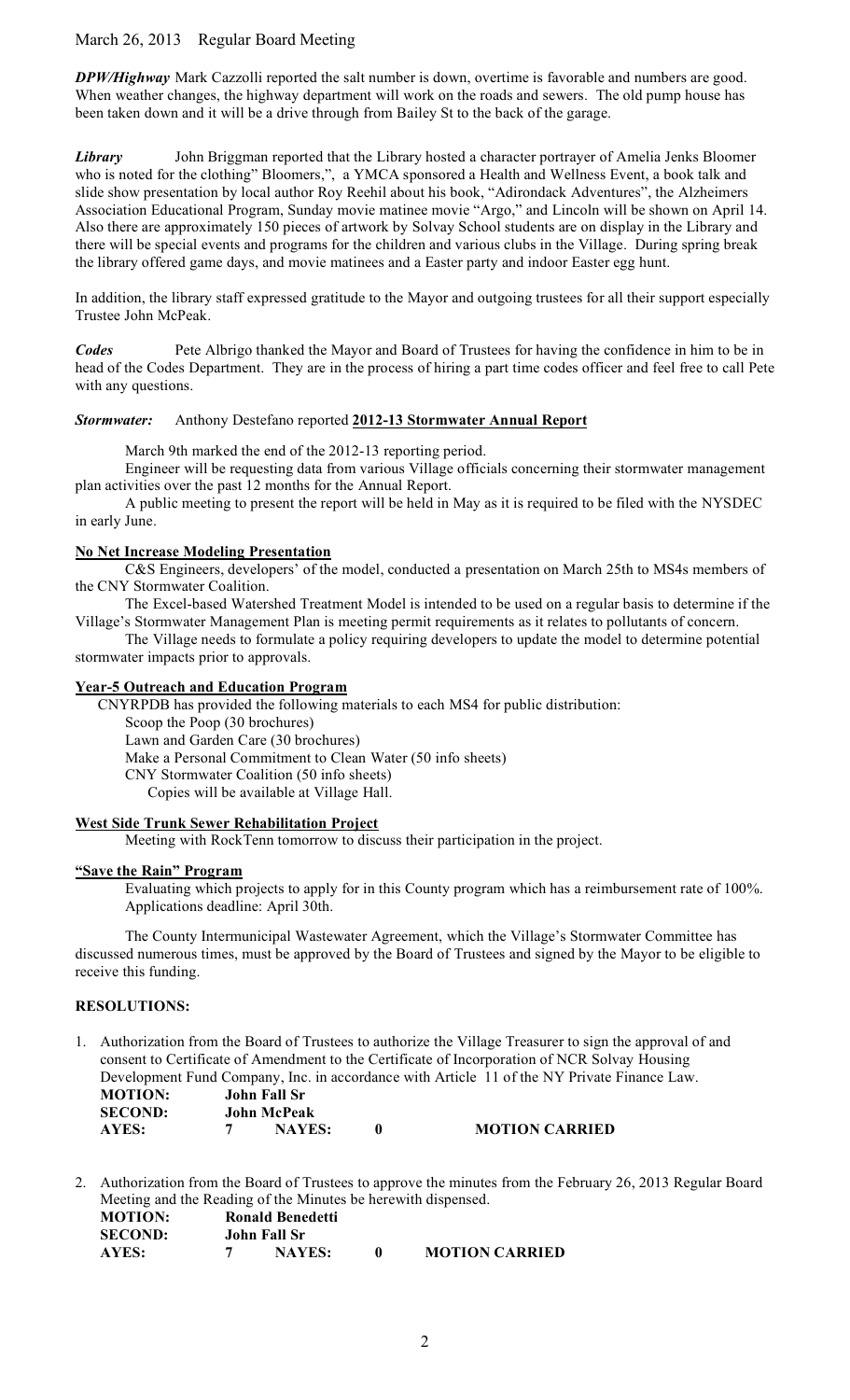March 26, 2013 Regular Board Meeting

***DPW/Highway*** Mark Cazzolli reported the salt number is down, overtime is favorable and numbers are good. When weather changes, the highway department will work on the roads and sewers. The old pump house has been taken down and it will be a drive through from Bailey St to the back of the garage.

***Library*** John Briggman reported that the Library hosted a character portrayer of Amelia Jenks Bloomer who is noted for the clothing" Bloomers,", a YMCA sponsored a Health and Wellness Event, a book talk and slide show presentation by local author Roy Reehil about his book, "Adirondack Adventures", the Alzheimers Association Educational Program, Sunday movie matinee movie "Argo," and Lincoln will be shown on April 14. Also there are approximately 150 pieces of artwork by Solvay School students are on display in the Library and there will be special events and programs for the children and various clubs in the Village. During spring break the library offered game days, and movie matinees and a Easter party and indoor Easter egg hunt.

In addition, the library staff expressed gratitude to the Mayor and outgoing trustees for all their support especially Trustee John McPeak.

***Codes*** Pete Albrigo thanked the Mayor and Board of Trustees for having the confidence in him to be in head of the Codes Department. They are in the process of hiring a part time codes officer and feel free to call Pete with any questions.

***Stormwater:*** Anthony Destefano reported **2012-13 Stormwater Annual Report**

March 9th marked the end of the 2012-13 reporting period.

Engineer will be requesting data from various Village officials concerning their stormwater management plan activities over the past 12 months for the Annual Report.

A public meeting to present the report will be held in May as it is required to be filed with the NYSDEC in early June.

**No Net Increase Modeling Presentation**

C&S Engineers, developers' of the model, conducted a presentation on March 25th to MS4s members of the CNY Stormwater Coalition.

The Excel-based Watershed Treatment Model is intended to be used on a regular basis to determine if the Village's Stormwater Management Plan is meeting permit requirements as it relates to pollutants of concern.

The Village needs to formulate a policy requiring developers to update the model to determine potential stormwater impacts prior to approvals.

**Year-5 Outreach and Education Program**

CNYRPDB has provided the following materials to each MS4 for public distribution:

Scoop the Poop (30 brochures)
Lawn and Garden Care (30 brochures)
Make a Personal Commitment to Clean Water (50 info sheets)
CNY Stormwater Coalition (50 info sheets)
Copies will be available at Village Hall.

**West Side Trunk Sewer Rehabilitation Project**

Meeting with RockTenn tomorrow to discuss their participation in the project.

**"Save the Rain" Program**

Evaluating which projects to apply for in this County program which has a reimbursement rate of 100%. Applications deadline: April 30th.

The County Intermunicipal Wastewater Agreement, which the Village's Stormwater Committee has discussed numerous times, must be approved by the Board of Trustees and signed by the Mayor to be eligible to receive this funding.

**RESOLUTIONS:**

1. Authorization from the Board of Trustees to authorize the Village Treasurer to sign the approval of and consent to Certificate of Amendment to the Certificate of Incorporation of NCR Solvay Housing Development Fund Company, Inc. in accordance with Article 11 of the NY Private Finance Law.

   **MOTION:** **John Fall Sr**
   **SECOND:** **John McPeak**
   **AYES:** 7 **NAYES:** 0 **MOTION CARRIED**

2. Authorization from the Board of Trustees to approve the minutes from the February 26, 2013 Regular Board Meeting and the Reading of the Minutes be herewith dispensed.

   **MOTION:** **Ronald Benedetti**
   **SECOND:** **John Fall Sr**
   **AYES:** 7 **NAYES:** 0 **MOTION CARRIED**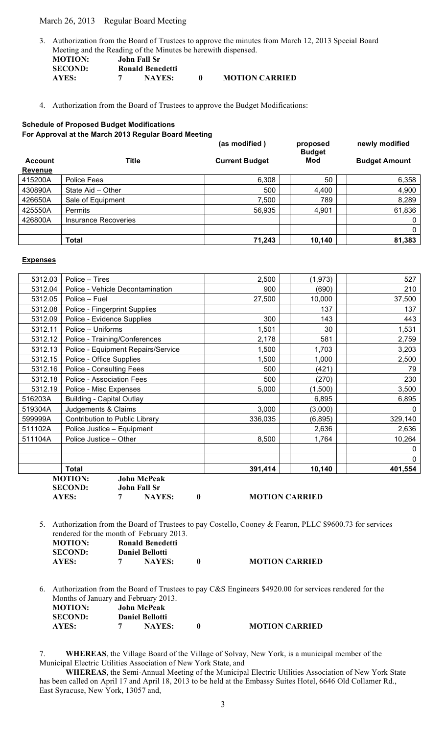3. Authorization from the Board of Trustees to approve the minutes from March 12, 2013 Special Board Meeting and the Reading of the Minutes be herewith dispensed.

**MOTION:** **John Fall Sr**
**SECOND:** **Ronald Benedetti**
**AYES:** **7** **NAYES:** **0** **MOTION CARRIED**

4. Authorization from the Board of Trustees to approve the Budget Modifications:

**Schedule of Proposed Budget Modifications**
**For Approval at the March 2013 Regular Board Meeting**

| Account | Title | (as modified ) Current Budget | proposed Budget Mod | newly modified Budget Amount |
|---|---|---|---|---|
| **Revenue** | | | | |
| 415200A | Police Fees | 6,308 | 50 | 6,358 |
| 430890A | State Aid – Other | 500 | 4,400 | 4,900 |
| 426650A | Sale of Equipment | 7,500 | 789 | 8,289 |
| 425550A | Permits | 56,935 | 4,901 | 61,836 |
| 426800A | Insurance Recoveries | | | 0 |
| | | | | 0 |
| | **Total** | **71,243** | **10,140** | **81,383** |

**Expenses**

| Account | Title | (as modified ) Current Budget | proposed Budget Mod | newly modified Budget Amount |
|---|---|---|---|---|
| 5312.03 | Police – Tires | 2,500 | (1,973) | 527 |
| 5312.04 | Police - Vehicle Decontamination | 900 | (690) | 210 |
| 5312.05 | Police – Fuel | 27,500 | 10,000 | 37,500 |
| 5312.08 | Police - Fingerprint Supplies | | 137 | 137 |
| 5312.09 | Police - Evidence Supplies | 300 | 143 | 443 |
| 5312.11 | Police – Uniforms | 1,501 | 30 | 1,531 |
| 5312.12 | Police - Training/Conferences | 2,178 | 581 | 2,759 |
| 5312.13 | Police - Equipment Repairs/Service | 1,500 | 1,703 | 3,203 |
| 5312.15 | Police - Office Supplies | 1,500 | 1,000 | 2,500 |
| 5312.16 | Police - Consulting Fees | 500 | (421) | 79 |
| 5312.18 | Police - Association Fees | 500 | (270) | 230 |
| 5312.19 | Police - Misc Expenses | 5,000 | (1,500) | 3,500 |
| 516203A | Building - Capital Outlay | | 6,895 | 6,895 |
| 519304A | Judgements & Claims | 3,000 | (3,000) | 0 |
| 599999A | Contribution to Public Library | 336,035 | (6,895) | 329,140 |
| 511102A | Police Justice – Equipment | | 2,636 | 2,636 |
| 511104A | Police Justice – Other | 8,500 | 1,764 | 10,264 |
| | | | | 0 |
| | | | | 0 |
| | **Total** | **391,414** | **10,140** | **401,554** |

**MOTION:** **John McPeak**
**SECOND:** **John Fall Sr**
**AYES:** **7** **NAYES:** **0** **MOTION CARRIED**

5. Authorization from the Board of Trustees to pay Costello, Cooney & Fearon, PLLC $9600.73 for services rendered for the month of February 2013.

**MOTION:** **Ronald Benedetti**
**SECOND:** **Daniel Bellotti**
**AYES:** **7** **NAYES:** **0** **MOTION CARRIED**

6. Authorization from the Board of Trustees to pay C&S Engineers $4920.00 for services rendered for the Months of January and February 2013.

**MOTION:** **John McPeak**
**SECOND:** **Daniel Bellotti**
**AYES:** **7** **NAYES:** **0** **MOTION CARRIED**

7. **WHEREAS**, the Village Board of the Village of Solvay, New York, is a municipal member of the Municipal Electric Utilities Association of New York State, and

**WHEREAS**, the Semi-Annual Meeting of the Municipal Electric Utilities Association of New York State has been called on April 17 and April 18, 2013 to be held at the Embassy Suites Hotel, 6646 Old Collamer Rd., East Syracuse, New York, 13057 and,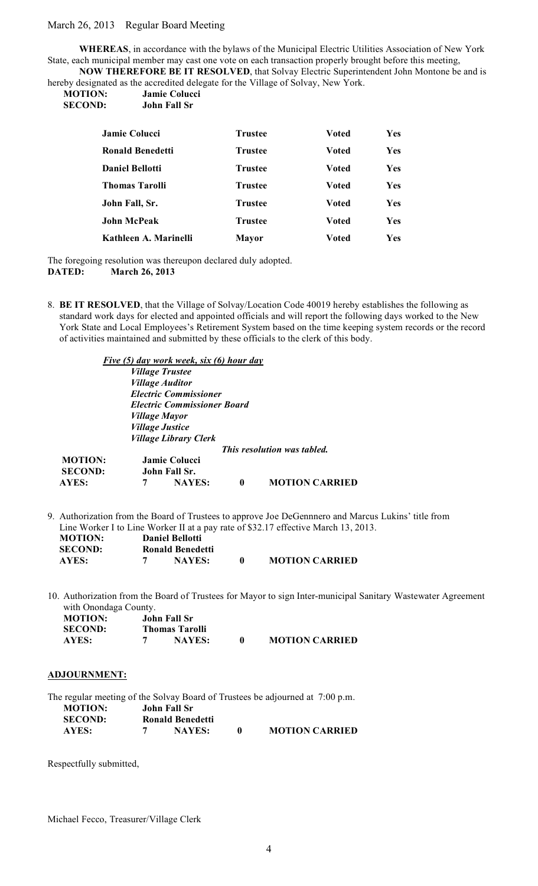**WHEREAS**, in accordance with the bylaws of the Municipal Electric Utilities Association of New York State, each municipal member may cast one vote on each transaction properly brought before this meeting,

**NOW THEREFORE BE IT RESOLVED**, that Solvay Electric Superintendent John Montone be and is hereby designated as the accredited delegate for the Village of Solvay, New York.

**MOTION:** **Jamie Colucci**
**SECOND:** **John Fall Sr**

| | | | |
|---|---|---|---|
| **Jamie Colucci** | **Trustee** | **Voted** | **Yes** |
| **Ronald Benedetti** | **Trustee** | **Voted** | **Yes** |
| **Daniel Bellotti** | **Trustee** | **Voted** | **Yes** |
| **Thomas Tarolli** | **Trustee** | **Voted** | **Yes** |
| **John Fall, Sr.** | **Trustee** | **Voted** | **Yes** |
| **John McPeak** | **Trustee** | **Voted** | **Yes** |
| **Kathleen A. Marinelli** | **Mayor** | **Voted** | **Yes** |

The foregoing resolution was thereupon declared duly adopted.
**DATED:** **March 26, 2013**

8. **BE IT RESOLVED**, that the Village of Solvay/Location Code 40019 hereby establishes the following as standard work days for elected and appointed officials and will report the following days worked to the New York State and Local Employees's Retirement System based on the time keeping system records or the record of activities maintained and submitted by these officials to the clerk of this body.

***Five (5) day work week, six (6) hour day***

***Village Trustee***
***Village Auditor***
***Electric Commissioner***
***Electric Commissioner Board***
***Village Mayor***
***Village Justice***
***Village Library Clerk***

***This resolution was tabled.***

**MOTION:** **Jamie Colucci**
**SECOND:** **John Fall Sr.**
**AYES:** **7** **NAYES:** **0** **MOTION CARRIED**

9. Authorization from the Board of Trustees to approve Joe DeGennnero and Marcus Lukins' title from Line Worker I to Line Worker II at a pay rate of $32.17 effective March 13, 2013.

**MOTION:** **Daniel Bellotti**
**SECOND:** **Ronald Benedetti**
**AYES:** **7** **NAYES:** **0** **MOTION CARRIED**

10. Authorization from the Board of Trustees for Mayor to sign Inter-municipal Sanitary Wastewater Agreement with Onondaga County.

**MOTION:** **John Fall Sr**
**SECOND:** **Thomas Tarolli**
**AYES:** **7** **NAYES:** **0** **MOTION CARRIED**

**ADJOURNMENT:**

The regular meeting of the Solvay Board of Trustees be adjourned at 7:00 p.m.

**MOTION:** **John Fall Sr**
**SECOND:** **Ronald Benedetti**
**AYES:** **7** **NAYES:** **0** **MOTION CARRIED**

Respectfully submitted,

Michael Fecco, Treasurer/Village Clerk